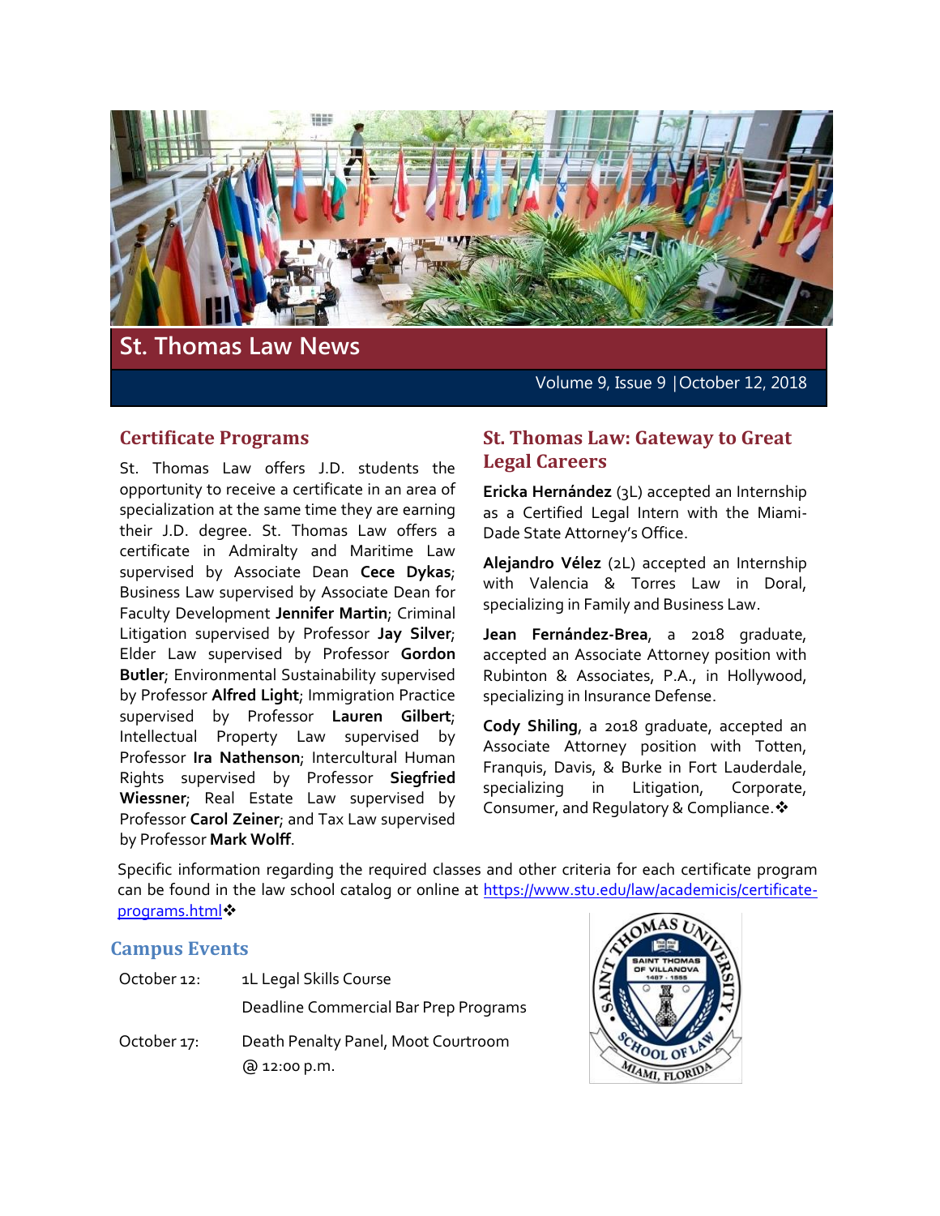# St. Thomas Law News

Volume 9, Issue 9 | October 12, 2018

## Certificate Programs

St. Thomas Law offers J.D. students the opportunity to receive a certificate in an area of specialization at the same time they are earning their J.D. degree. St. Thomas Law offers a certificate in Admiralty and Maritime Law supervised by Associate Dean **Cece Dykas**; Business Law supervised by Associate Dean for Faculty Development **Jennifer Martin**; Criminal Litigation supervised by Professor **Jay Silver**; Elder Law supervised by Professor **Gordon Butler**; Environmental Sustainability supervised by Professor **Alfred Light**; Immigration Practice supervised by Professor **Lauren Gilbert**; Intellectual Property Law supervised by Professor **Ira Nathenson**; Intercultural Human Rights supervised by Professor **Siegfried Wiessner**; Real Estate Law supervised by Professor **Carol Zeiner**; and Tax Law supervised by Professor **Mark Wolff**.

Specific information regarding the required classes and other criteria for each certificate program can be found in the law school catalog or online at https://www.stu.edu/law/academicis/certificate-programs.html❖

## St. Thomas Law: Gateway to Great Legal Careers

**Ericka Hernández** (3L) accepted an Internship as a Certified Legal Intern with the Miami-Dade State Attorney's Office.

**Alejandro Vélez** (2L) accepted an Internship with Valencia & Torres Law in Doral, specializing in Family and Business Law.

**Jean Fernández-Brea**, a 2018 graduate, accepted an Associate Attorney position with Rubinton & Associates, P.A., in Hollywood, specializing in Insurance Defense.

**Cody Shiling**, a 2018 graduate, accepted an Associate Attorney position with Totten, Franquis, Davis, & Burke in Fort Lauderdale, specializing in Litigation, Corporate, Consumer, and Regulatory & Compliance.❖

## Campus Events

| | |
|---|---|
| October 12: | 1L Legal Skills Course |
| | Deadline Commercial Bar Prep Programs |
| October 17: | Death Penalty Panel, Moot Courtroom @ 12:00 p.m. |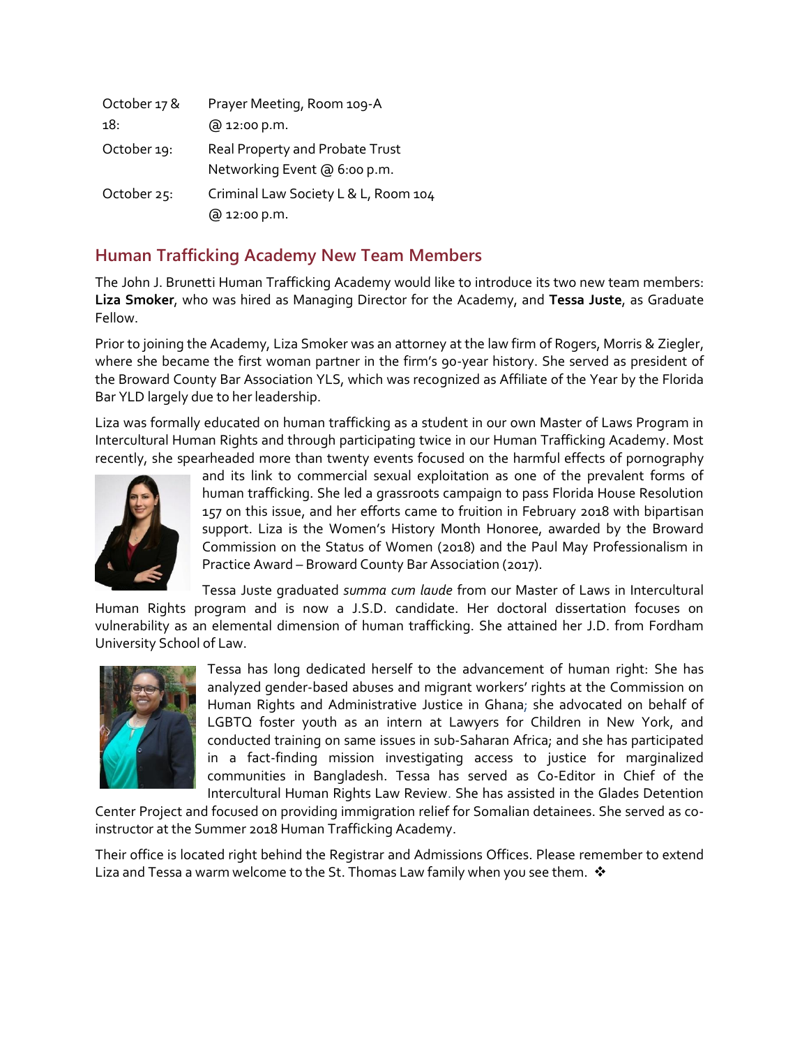| | |
|---|---|
| October 17 & 18: | Prayer Meeting, Room 109-A @ 12:00 p.m. |
| October 19: | Real Property and Probate Trust Networking Event @ 6:00 p.m. |
| October 25: | Criminal Law Society L & L, Room 104 @ 12:00 p.m. |

## Human Trafficking Academy New Team Members

The John J. Brunetti Human Trafficking Academy would like to introduce its two new team members: **Liza Smoker**, who was hired as Managing Director for the Academy, and **Tessa Juste**, as Graduate Fellow.

Prior to joining the Academy, Liza Smoker was an attorney at the law firm of Rogers, Morris & Ziegler, where she became the first woman partner in the firm's 90-year history. She served as president of the Broward County Bar Association YLS, which was recognized as Affiliate of the Year by the Florida Bar YLD largely due to her leadership.

Liza was formally educated on human trafficking as a student in our own Master of Laws Program in Intercultural Human Rights and through participating twice in our Human Trafficking Academy. Most recently, she spearheaded more than twenty events focused on the harmful effects of pornography and its link to commercial sexual exploitation as one of the prevalent forms of human trafficking. She led a grassroots campaign to pass Florida House Resolution 157 on this issue, and her efforts came to fruition in February 2018 with bipartisan support. Liza is the Women's History Month Honoree, awarded by the Broward Commission on the Status of Women (2018) and the Paul May Professionalism in Practice Award – Broward County Bar Association (2017).

Tessa Juste graduated *summa cum laude* from our Master of Laws in Intercultural Human Rights program and is now a J.S.D. candidate. Her doctoral dissertation focuses on vulnerability as an elemental dimension of human trafficking. She attained her J.D. from Fordham University School of Law.

Tessa has long dedicated herself to the advancement of human right: She has analyzed gender-based abuses and migrant workers' rights at the Commission on Human Rights and Administrative Justice in Ghana; she advocated on behalf of LGBTQ foster youth as an intern at Lawyers for Children in New York, and conducted training on same issues in sub-Saharan Africa; and she has participated in a fact-finding mission investigating access to justice for marginalized communities in Bangladesh. Tessa has served as Co-Editor in Chief of the Intercultural Human Rights Law Review. She has assisted in the Glades Detention Center Project and focused on providing immigration relief for Somalian detainees. She served as co-instructor at the Summer 2018 Human Trafficking Academy.

Their office is located right behind the Registrar and Admissions Offices. Please remember to extend Liza and Tessa a warm welcome to the St. Thomas Law family when you see them. ❖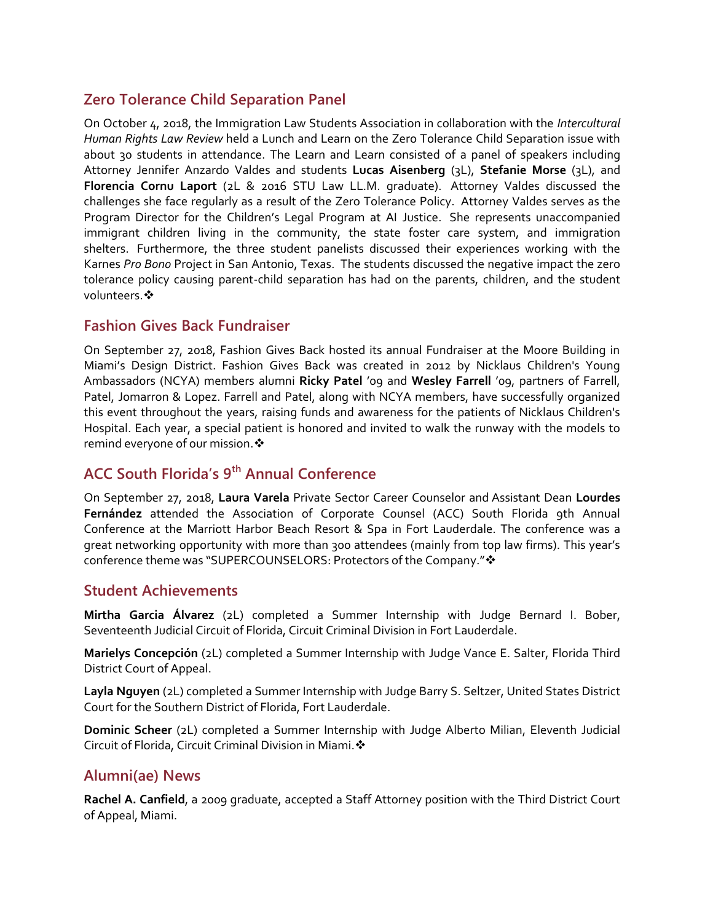## Zero Tolerance Child Separation Panel

On October 4, 2018, the Immigration Law Students Association in collaboration with the *Intercultural Human Rights Law Review* held a Lunch and Learn on the Zero Tolerance Child Separation issue with about 30 students in attendance. The Learn and Learn consisted of a panel of speakers including Attorney Jennifer Anzardo Valdes and students **Lucas Aisenberg** (3L), **Stefanie Morse** (3L), and **Florencia Cornu Laport** (2L & 2016 STU Law LL.M. graduate). Attorney Valdes discussed the challenges she face regularly as a result of the Zero Tolerance Policy. Attorney Valdes serves as the Program Director for the Children's Legal Program at AI Justice. She represents unaccompanied immigrant children living in the community, the state foster care system, and immigration shelters. Furthermore, the three student panelists discussed their experiences working with the Karnes *Pro Bono* Project in San Antonio, Texas. The students discussed the negative impact the zero tolerance policy causing parent-child separation has had on the parents, children, and the student volunteers.❖

## Fashion Gives Back Fundraiser

On September 27, 2018, Fashion Gives Back hosted its annual Fundraiser at the Moore Building in Miami's Design District. Fashion Gives Back was created in 2012 by Nicklaus Children's Young Ambassadors (NCYA) members alumni **Ricky Patel** '09 and **Wesley Farrell** '09, partners of Farrell, Patel, Jomarron & Lopez. Farrell and Patel, along with NCYA members, have successfully organized this event throughout the years, raising funds and awareness for the patients of Nicklaus Children's Hospital. Each year, a special patient is honored and invited to walk the runway with the models to remind everyone of our mission.❖

## ACC South Florida's 9th Annual Conference

On September 27, 2018, **Laura Varela** Private Sector Career Counselor and Assistant Dean **Lourdes Fernández** attended the Association of Corporate Counsel (ACC) South Florida 9th Annual Conference at the Marriott Harbor Beach Resort & Spa in Fort Lauderdale. The conference was a great networking opportunity with more than 300 attendees (mainly from top law firms). This year's conference theme was "SUPERCOUNSELORS: Protectors of the Company."❖

## Student Achievements

**Mirtha Garcia Álvarez** (2L) completed a Summer Internship with Judge Bernard I. Bober, Seventeenth Judicial Circuit of Florida, Circuit Criminal Division in Fort Lauderdale.

**Marielys Concepción** (2L) completed a Summer Internship with Judge Vance E. Salter, Florida Third District Court of Appeal.

**Layla Nguyen** (2L) completed a Summer Internship with Judge Barry S. Seltzer, United States District Court for the Southern District of Florida, Fort Lauderdale.

**Dominic Scheer** (2L) completed a Summer Internship with Judge Alberto Milian, Eleventh Judicial Circuit of Florida, Circuit Criminal Division in Miami.❖

## Alumni(ae) News

**Rachel A. Canfield**, a 2009 graduate, accepted a Staff Attorney position with the Third District Court of Appeal, Miami.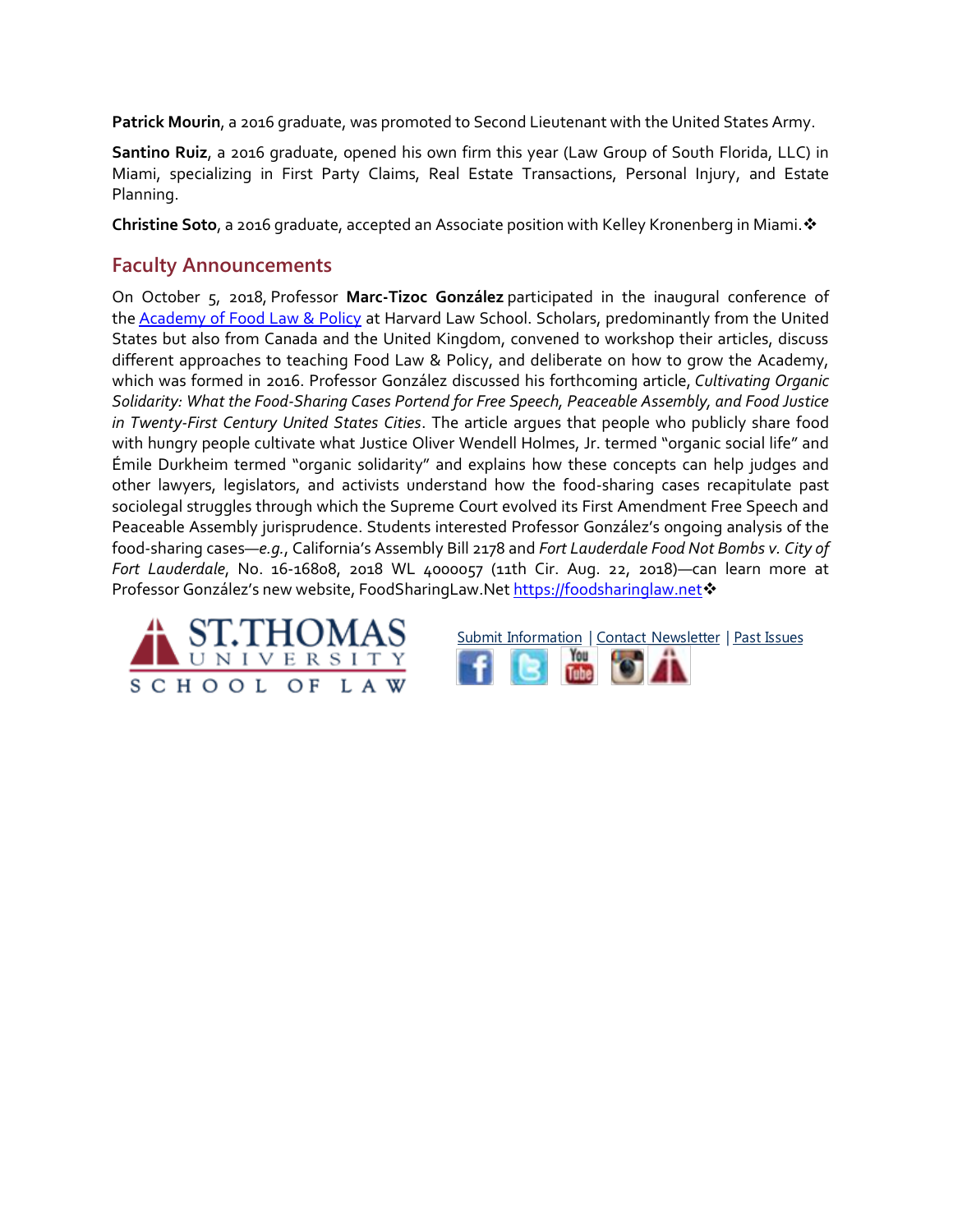**Patrick Mourin**, a 2016 graduate, was promoted to Second Lieutenant with the United States Army.

**Santino Ruiz**, a 2016 graduate, opened his own firm this year (Law Group of South Florida, LLC) in Miami, specializing in First Party Claims, Real Estate Transactions, Personal Injury, and Estate Planning.

**Christine Soto**, a 2016 graduate, accepted an Associate position with Kelley Kronenberg in Miami.❖

## Faculty Announcements

On October 5, 2018, Professor **Marc-Tizoc González** participated in the inaugural conference of the [Academy of Food Law & Policy] at Harvard Law School. Scholars, predominantly from the United States but also from Canada and the United Kingdom, convened to workshop their articles, discuss different approaches to teaching Food Law & Policy, and deliberate on how to grow the Academy, which was formed in 2016. Professor González discussed his forthcoming article, *Cultivating Organic Solidarity: What the Food-Sharing Cases Portend for Free Speech, Peaceable Assembly, and Food Justice in Twenty-First Century United States Cities*. The article argues that people who publicly share food with hungry people cultivate what Justice Oliver Wendell Holmes, Jr. termed "organic social life" and Émile Durkheim termed "organic solidarity" and explains how these concepts can help judges and other lawyers, legislators, and activists understand how the food-sharing cases recapitulate past sociolegal struggles through which the Supreme Court evolved its First Amendment Free Speech and Peaceable Assembly jurisprudence. Students interested Professor González's ongoing analysis of the food-sharing cases—*e.g.*, California's Assembly Bill 2178 and *Fort Lauderdale Food Not Bombs v. City of Fort Lauderdale*, No. 16-16808, 2018 WL 4000057 (11th Cir. Aug. 22, 2018)—can learn more at Professor González's new website, FoodSharingLaw.Net https://foodsharinglaw.net❖

ST. THOMAS UNIVERSITY SCHOOL OF LAW

Submit Information | Contact Newsletter | Past Issues